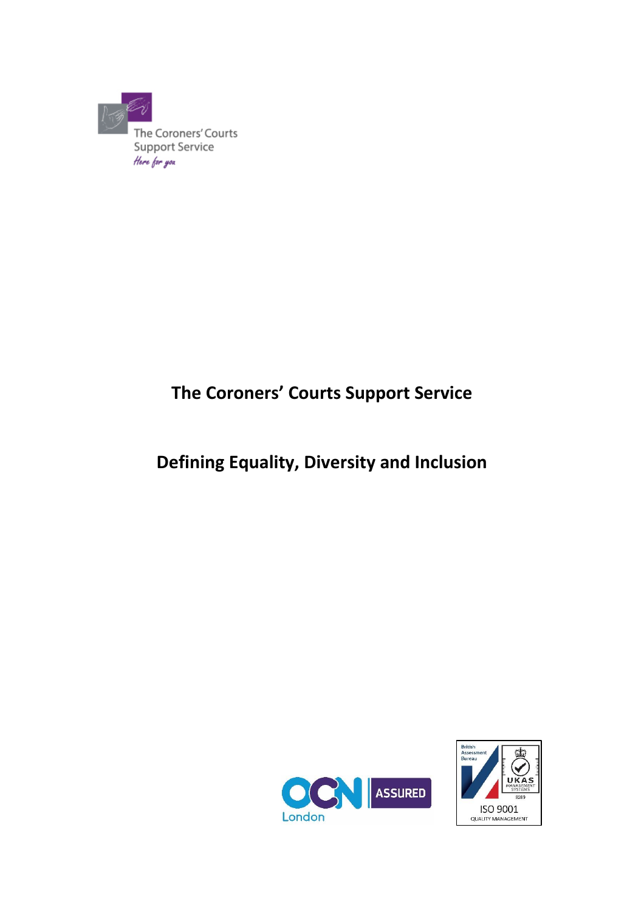The Coroners' Courts Support Service

*Here for you*

# The Coroners' Courts Support Service

# Defining Equality, Diversity and Inclusion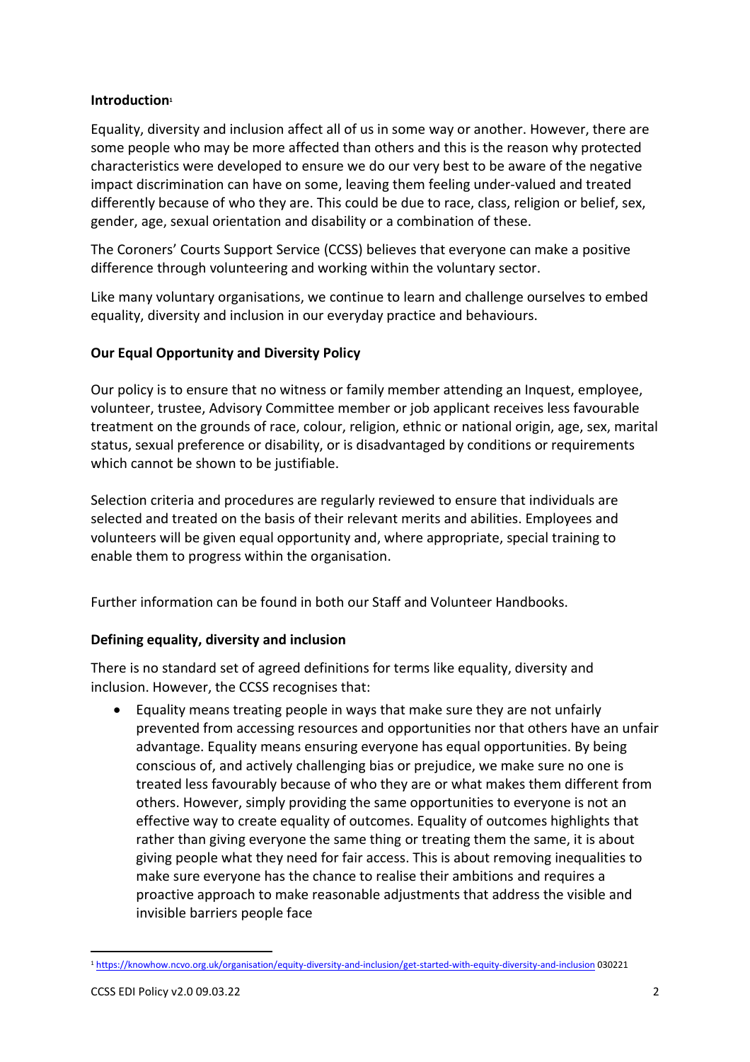**Introduction**[1]

Equality, diversity and inclusion affect all of us in some way or another. However, there are some people who may be more affected than others and this is the reason why protected characteristics were developed to ensure we do our very best to be aware of the negative impact discrimination can have on some, leaving them feeling under-valued and treated differently because of who they are. This could be due to race, class, religion or belief, sex, gender, age, sexual orientation and disability or a combination of these.

The Coroners' Courts Support Service (CCSS) believes that everyone can make a positive difference through volunteering and working within the voluntary sector.

Like many voluntary organisations, we continue to learn and challenge ourselves to embed equality, diversity and inclusion in our everyday practice and behaviours.

**Our Equal Opportunity and Diversity Policy**

Our policy is to ensure that no witness or family member attending an Inquest, employee, volunteer, trustee, Advisory Committee member or job applicant receives less favourable treatment on the grounds of race, colour, religion, ethnic or national origin, age, sex, marital status, sexual preference or disability, or is disadvantaged by conditions or requirements which cannot be shown to be justifiable.

Selection criteria and procedures are regularly reviewed to ensure that individuals are selected and treated on the basis of their relevant merits and abilities. Employees and volunteers will be given equal opportunity and, where appropriate, special training to enable them to progress within the organisation.

Further information can be found in both our Staff and Volunteer Handbooks.

**Defining equality, diversity and inclusion**

There is no standard set of agreed definitions for terms like equality, diversity and inclusion. However, the CCSS recognises that:

- Equality means treating people in ways that make sure they are not unfairly prevented from accessing resources and opportunities nor that others have an unfair advantage. Equality means ensuring everyone has equal opportunities. By being conscious of, and actively challenging bias or prejudice, we make sure no one is treated less favourably because of who they are or what makes them different from others. However, simply providing the same opportunities to everyone is not an effective way to create equality of outcomes. Equality of outcomes highlights that rather than giving everyone the same thing or treating them the same, it is about giving people what they need for fair access. This is about removing inequalities to make sure everyone has the chance to realise their ambitions and requires a proactive approach to make reasonable adjustments that address the visible and invisible barriers people face

---

[1] https://knowhow.ncvo.org.uk/organisation/equity-diversity-and-inclusion/get-started-with-equity-diversity-and-inclusion 030221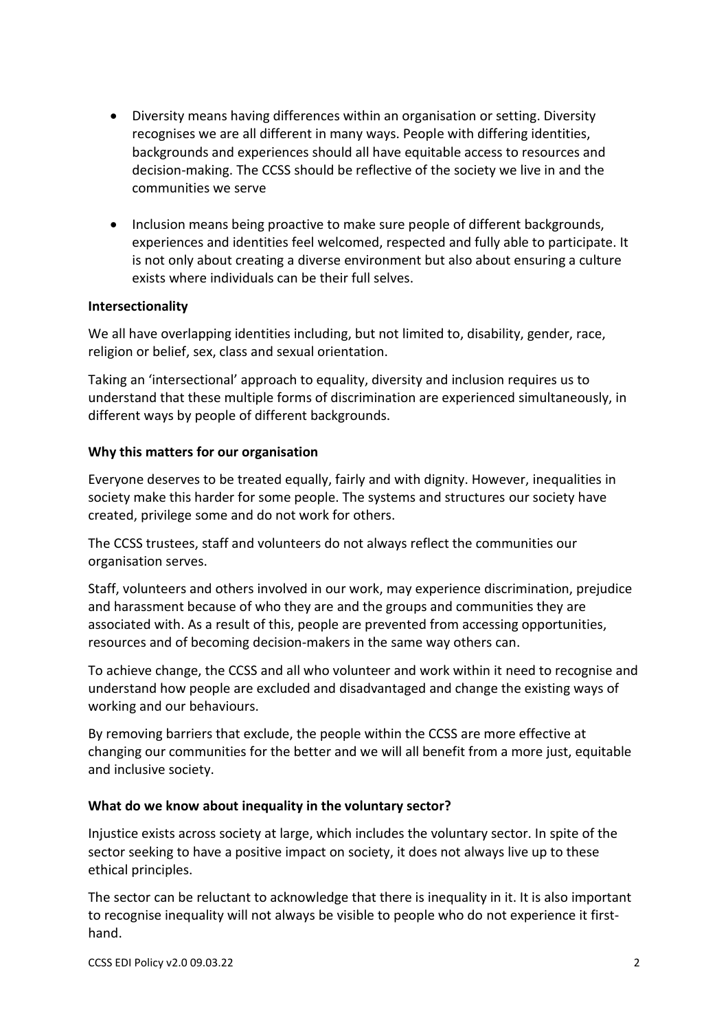- Diversity means having differences within an organisation or setting. Diversity recognises we are all different in many ways. People with differing identities, backgrounds and experiences should all have equitable access to resources and decision-making. The CCSS should be reflective of the society we live in and the communities we serve

- Inclusion means being proactive to make sure people of different backgrounds, experiences and identities feel welcomed, respected and fully able to participate. It is not only about creating a diverse environment but also about ensuring a culture exists where individuals can be their full selves.

**Intersectionality**

We all have overlapping identities including, but not limited to, disability, gender, race, religion or belief, sex, class and sexual orientation.

Taking an 'intersectional' approach to equality, diversity and inclusion requires us to understand that these multiple forms of discrimination are experienced simultaneously, in different ways by people of different backgrounds.

**Why this matters for our organisation**

Everyone deserves to be treated equally, fairly and with dignity. However, inequalities in society make this harder for some people. The systems and structures our society have created, privilege some and do not work for others.

The CCSS trustees, staff and volunteers do not always reflect the communities our organisation serves.

Staff, volunteers and others involved in our work, may experience discrimination, prejudice and harassment because of who they are and the groups and communities they are associated with. As a result of this, people are prevented from accessing opportunities, resources and of becoming decision-makers in the same way others can.

To achieve change, the CCSS and all who volunteer and work within it need to recognise and understand how people are excluded and disadvantaged and change the existing ways of working and our behaviours.

By removing barriers that exclude, the people within the CCSS are more effective at changing our communities for the better and we will all benefit from a more just, equitable and inclusive society.

**What do we know about inequality in the voluntary sector?**

Injustice exists across society at large, which includes the voluntary sector. In spite of the sector seeking to have a positive impact on society, it does not always live up to these ethical principles.

The sector can be reluctant to acknowledge that there is inequality in it. It is also important to recognise inequality will not always be visible to people who do not experience it first-hand.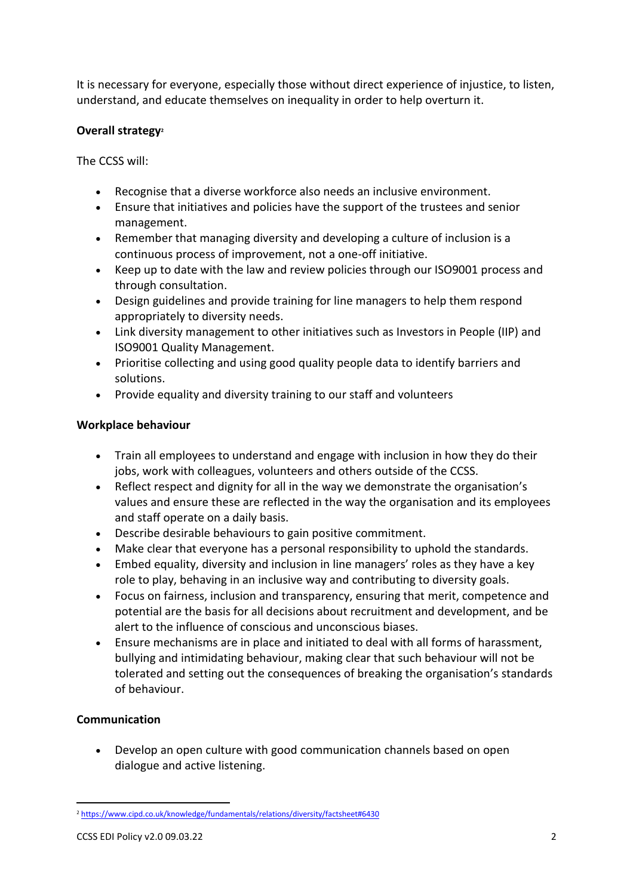It is necessary for everyone, especially those without direct experience of injustice, to listen, understand, and educate themselves on inequality in order to help overturn it.

**Overall strategy**[2]

The CCSS will:

- Recognise that a diverse workforce also needs an inclusive environment.
- Ensure that initiatives and policies have the support of the trustees and senior management.
- Remember that managing diversity and developing a culture of inclusion is a continuous process of improvement, not a one-off initiative.
- Keep up to date with the law and review policies through our ISO9001 process and through consultation.
- Design guidelines and provide training for line managers to help them respond appropriately to diversity needs.
- Link diversity management to other initiatives such as Investors in People (IIP) and ISO9001 Quality Management.
- Prioritise collecting and using good quality people data to identify barriers and solutions.
- Provide equality and diversity training to our staff and volunteers

**Workplace behaviour**

- Train all employees to understand and engage with inclusion in how they do their jobs, work with colleagues, volunteers and others outside of the CCSS.
- Reflect respect and dignity for all in the way we demonstrate the organisation's values and ensure these are reflected in the way the organisation and its employees and staff operate on a daily basis.
- Describe desirable behaviours to gain positive commitment.
- Make clear that everyone has a personal responsibility to uphold the standards.
- Embed equality, diversity and inclusion in line managers' roles as they have a key role to play, behaving in an inclusive way and contributing to diversity goals.
- Focus on fairness, inclusion and transparency, ensuring that merit, competence and potential are the basis for all decisions about recruitment and development, and be alert to the influence of conscious and unconscious biases.
- Ensure mechanisms are in place and initiated to deal with all forms of harassment, bullying and intimidating behaviour, making clear that such behaviour will not be tolerated and setting out the consequences of breaking the organisation's standards of behaviour.

**Communication**

- Develop an open culture with good communication channels based on open dialogue and active listening.

[2] https://www.cipd.co.uk/knowledge/fundamentals/relations/diversity/factsheet#6430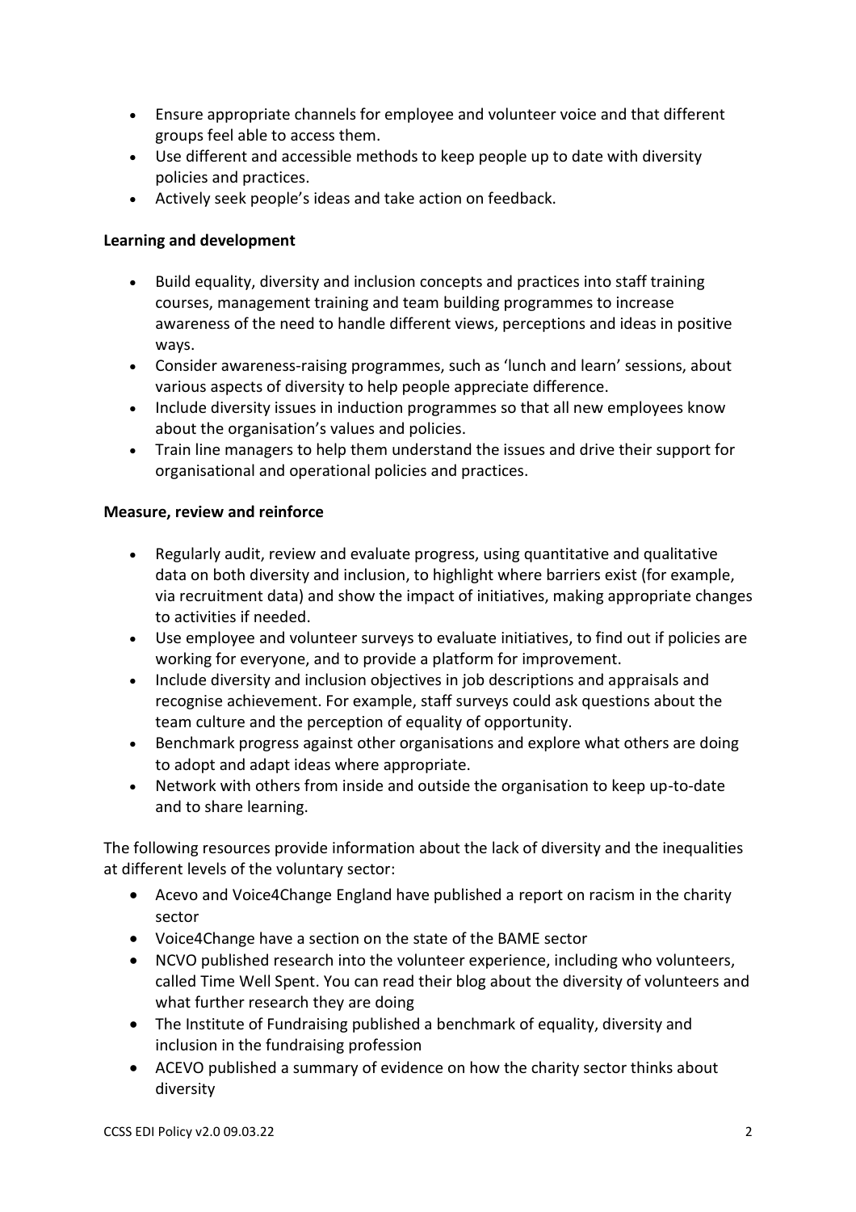- Ensure appropriate channels for employee and volunteer voice and that different groups feel able to access them.
- Use different and accessible methods to keep people up to date with diversity policies and practices.
- Actively seek people's ideas and take action on feedback.

**Learning and development**

- Build equality, diversity and inclusion concepts and practices into staff training courses, management training and team building programmes to increase awareness of the need to handle different views, perceptions and ideas in positive ways.
- Consider awareness-raising programmes, such as 'lunch and learn' sessions, about various aspects of diversity to help people appreciate difference.
- Include diversity issues in induction programmes so that all new employees know about the organisation's values and policies.
- Train line managers to help them understand the issues and drive their support for organisational and operational policies and practices.

**Measure, review and reinforce**

- Regularly audit, review and evaluate progress, using quantitative and qualitative data on both diversity and inclusion, to highlight where barriers exist (for example, via recruitment data) and show the impact of initiatives, making appropriate changes to activities if needed.
- Use employee and volunteer surveys to evaluate initiatives, to find out if policies are working for everyone, and to provide a platform for improvement.
- Include diversity and inclusion objectives in job descriptions and appraisals and recognise achievement. For example, staff surveys could ask questions about the team culture and the perception of equality of opportunity.
- Benchmark progress against other organisations and explore what others are doing to adopt and adapt ideas where appropriate.
- Network with others from inside and outside the organisation to keep up-to-date and to share learning.

The following resources provide information about the lack of diversity and the inequalities at different levels of the voluntary sector:

- Acevo and Voice4Change England have published a report on racism in the charity sector
- Voice4Change have a section on the state of the BAME sector
- NCVO published research into the volunteer experience, including who volunteers, called Time Well Spent. You can read their blog about the diversity of volunteers and what further research they are doing
- The Institute of Fundraising published a benchmark of equality, diversity and inclusion in the fundraising profession
- ACEVO published a summary of evidence on how the charity sector thinks about diversity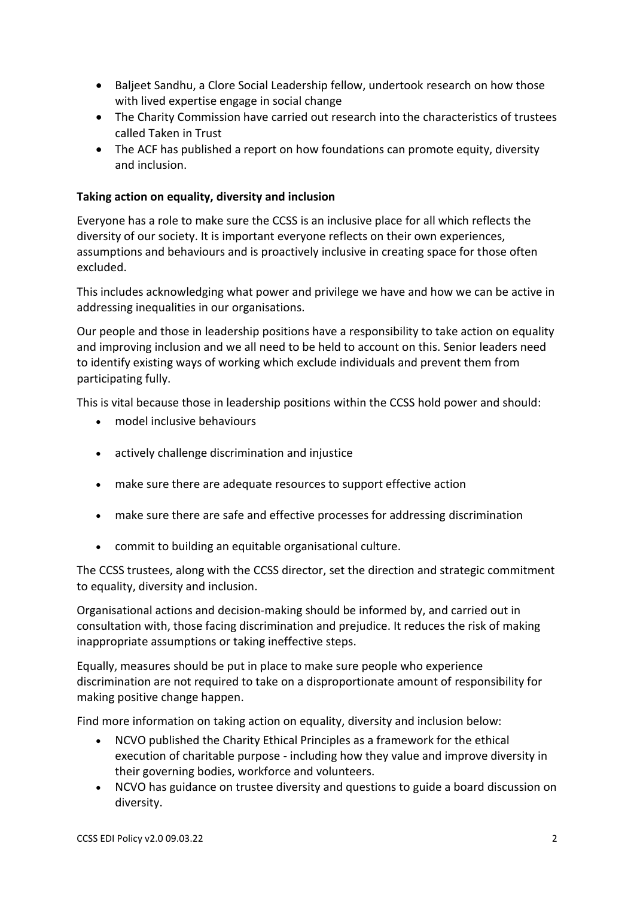- Baljeet Sandhu, a Clore Social Leadership fellow, undertook research on how those with lived expertise engage in social change
- The Charity Commission have carried out research into the characteristics of trustees called Taken in Trust
- The ACF has published a report on how foundations can promote equity, diversity and inclusion.

**Taking action on equality, diversity and inclusion**

Everyone has a role to make sure the CCSS is an inclusive place for all which reflects the diversity of our society. It is important everyone reflects on their own experiences, assumptions and behaviours and is proactively inclusive in creating space for those often excluded.

This includes acknowledging what power and privilege we have and how we can be active in addressing inequalities in our organisations.

Our people and those in leadership positions have a responsibility to take action on equality and improving inclusion and we all need to be held to account on this. Senior leaders need to identify existing ways of working which exclude individuals and prevent them from participating fully.

This is vital because those in leadership positions within the CCSS hold power and should:

- model inclusive behaviours
- actively challenge discrimination and injustice
- make sure there are adequate resources to support effective action
- make sure there are safe and effective processes for addressing discrimination
- commit to building an equitable organisational culture.

The CCSS trustees, along with the CCSS director, set the direction and strategic commitment to equality, diversity and inclusion.

Organisational actions and decision-making should be informed by, and carried out in consultation with, those facing discrimination and prejudice. It reduces the risk of making inappropriate assumptions or taking ineffective steps.

Equally, measures should be put in place to make sure people who experience discrimination are not required to take on a disproportionate amount of responsibility for making positive change happen.

Find more information on taking action on equality, diversity and inclusion below:

- NCVO published the Charity Ethical Principles as a framework for the ethical execution of charitable purpose - including how they value and improve diversity in their governing bodies, workforce and volunteers.
- NCVO has guidance on trustee diversity and questions to guide a board discussion on diversity.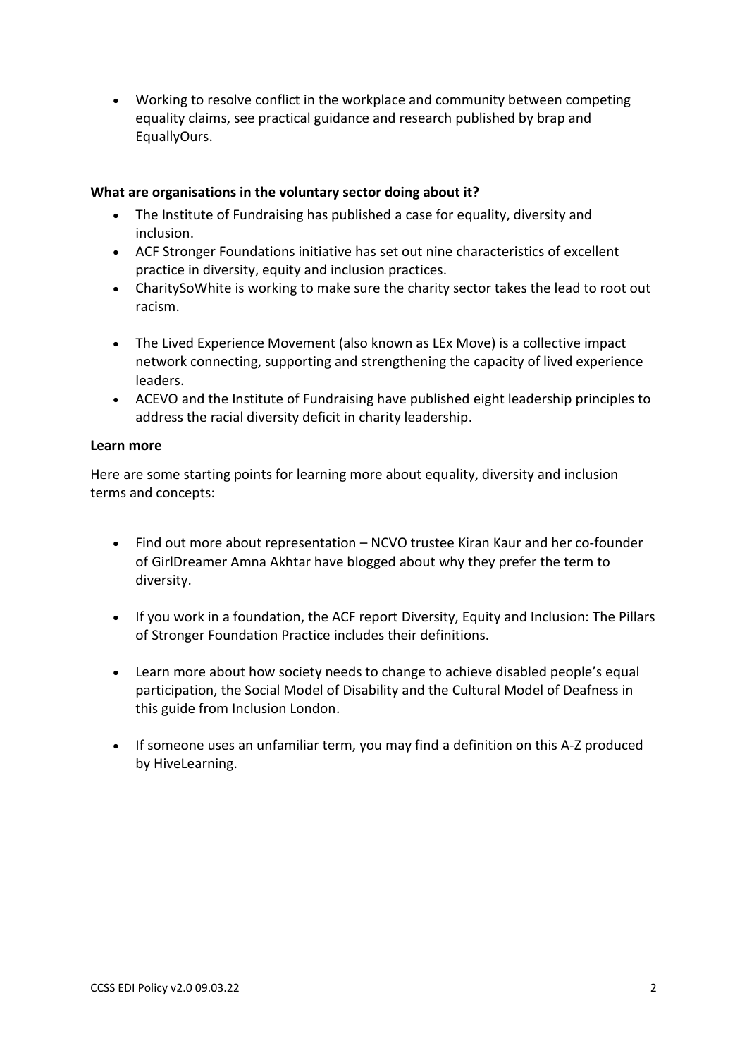- Working to resolve conflict in the workplace and community between competing equality claims, see practical guidance and research published by brap and EquallyOurs.

**What are organisations in the voluntary sector doing about it?**

- The Institute of Fundraising has published a case for equality, diversity and inclusion.
- ACF Stronger Foundations initiative has set out nine characteristics of excellent practice in diversity, equity and inclusion practices.
- CharitySoWhite is working to make sure the charity sector takes the lead to root out racism.
- The Lived Experience Movement (also known as LEx Move) is a collective impact network connecting, supporting and strengthening the capacity of lived experience leaders.
- ACEVO and the Institute of Fundraising have published eight leadership principles to address the racial diversity deficit in charity leadership.

**Learn more**

Here are some starting points for learning more about equality, diversity and inclusion terms and concepts:

- Find out more about representation – NCVO trustee Kiran Kaur and her co-founder of GirlDreamer Amna Akhtar have blogged about why they prefer the term to diversity.
- If you work in a foundation, the ACF report Diversity, Equity and Inclusion: The Pillars of Stronger Foundation Practice includes their definitions.
- Learn more about how society needs to change to achieve disabled people's equal participation, the Social Model of Disability and the Cultural Model of Deafness in this guide from Inclusion London.
- If someone uses an unfamiliar term, you may find a definition on this A-Z produced by HiveLearning.